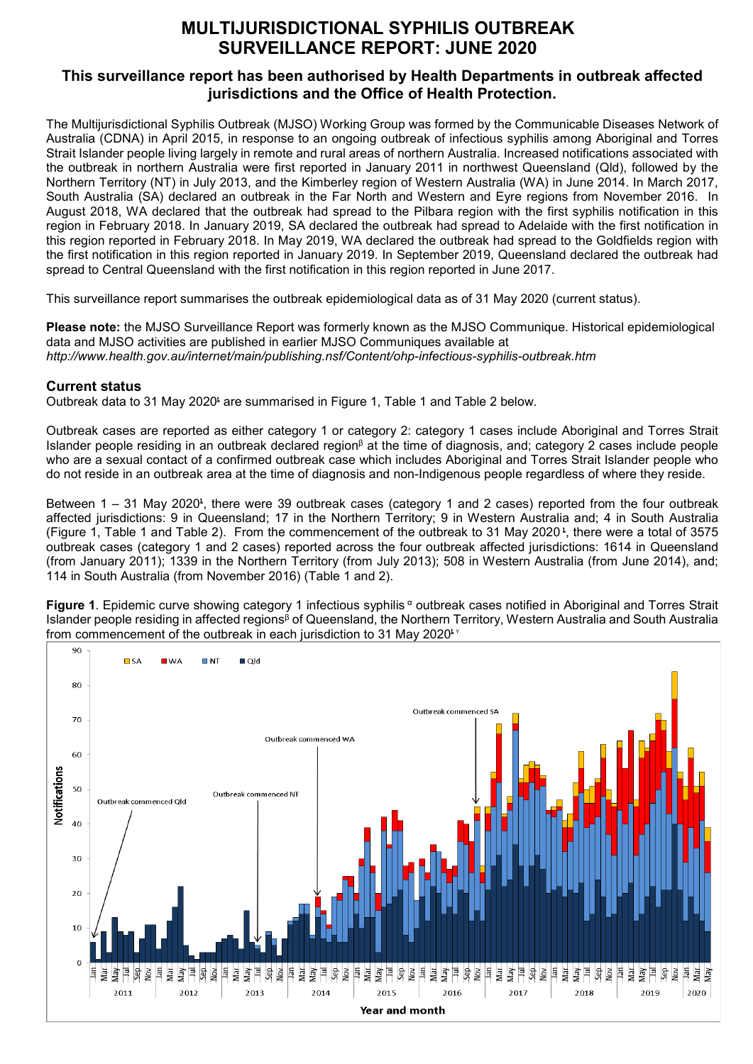# MULTIJURISDICTIONAL SYPHILIS OUTBREAK SURVEILLANCE REPORT: JUNE 2020

## This surveillance report has been authorised by Health Departments in outbreak affected jurisdictions and the Office of Health Protection.

The Multijurisdictional Syphilis Outbreak (MJSO) Working Group was formed by the Communicable Diseases Network of Australia (CDNA) in April 2015, in response to an ongoing outbreak of infectious syphilis among Aboriginal and Torres Strait Islander people living largely in remote and rural areas of northern Australia. Increased notifications associated with the outbreak in northern Australia were first reported in January 2011 in northwest Queensland (Qld), followed by the Northern Territory (NT) in July 2013, and the Kimberley region of Western Australia (WA) in June 2014. In March 2017, South Australia (SA) declared an outbreak in the Far North and Western and Eyre regions from November 2016. In August 2018, WA declared that the outbreak had spread to the Pilbara region with the first syphilis notification in this region in February 2018. In January 2019, SA declared the outbreak had spread to Adelaide with the first notification in this region reported in February 2018. In May 2019, WA declared the outbreak had spread to the Goldfields region with the first notification in this region reported in January 2019. In September 2019, Queensland declared the outbreak had spread to Central Queensland with the first notification in this region reported in June 2017.

This surveillance report summarises the outbreak epidemiological data as of 31 May 2020 (current status).

**Please note:** the MJSO Surveillance Report was formerly known as the MJSO Communique. Historical epidemiological data and MJSO activities are published in earlier MJSO Communiques available at *http://www.health.gov.au/internet/main/publishing.nsf/Content/ohp-infectious-syphilis-outbreak.htm*

### Current status

Outbreak data to 31 May 2020[ł] are summarised in Figure 1, Table 1 and Table 2 below.

Outbreak cases are reported as either category 1 or category 2: category 1 cases include Aboriginal and Torres Strait Islander people residing in an outbreak declared region[β] at the time of diagnosis, and; category 2 cases include people who are a sexual contact of a confirmed outbreak case which includes Aboriginal and Torres Strait Islander people who do not reside in an outbreak area at the time of diagnosis and non-Indigenous people regardless of where they reside.

Between 1 – 31 May 2020[ł], there were 39 outbreak cases (category 1 and 2 cases) reported from the four outbreak affected jurisdictions: 9 in Queensland; 17 in the Northern Territory; 9 in Western Australia and; 4 in South Australia (Figure 1, Table 1 and Table 2). From the commencement of the outbreak to 31 May 2020[ł], there were a total of 3575 outbreak cases (category 1 and 2 cases) reported across the four outbreak affected jurisdictions: 1614 in Queensland (from January 2011); 1339 in the Northern Territory (from July 2013); 508 in Western Australia (from June 2014), and; 114 in South Australia (from November 2016) (Table 1 and 2).

**Figure 1**. Epidemic curve showing category 1 infectious syphilis[α] outbreak cases notified in Aboriginal and Torres Strait Islander people residing in affected regions[β] of Queensland, the Northern Territory, Western Australia and South Australia from commencement of the outbreak in each jurisdiction to 31 May 2020[ł γ]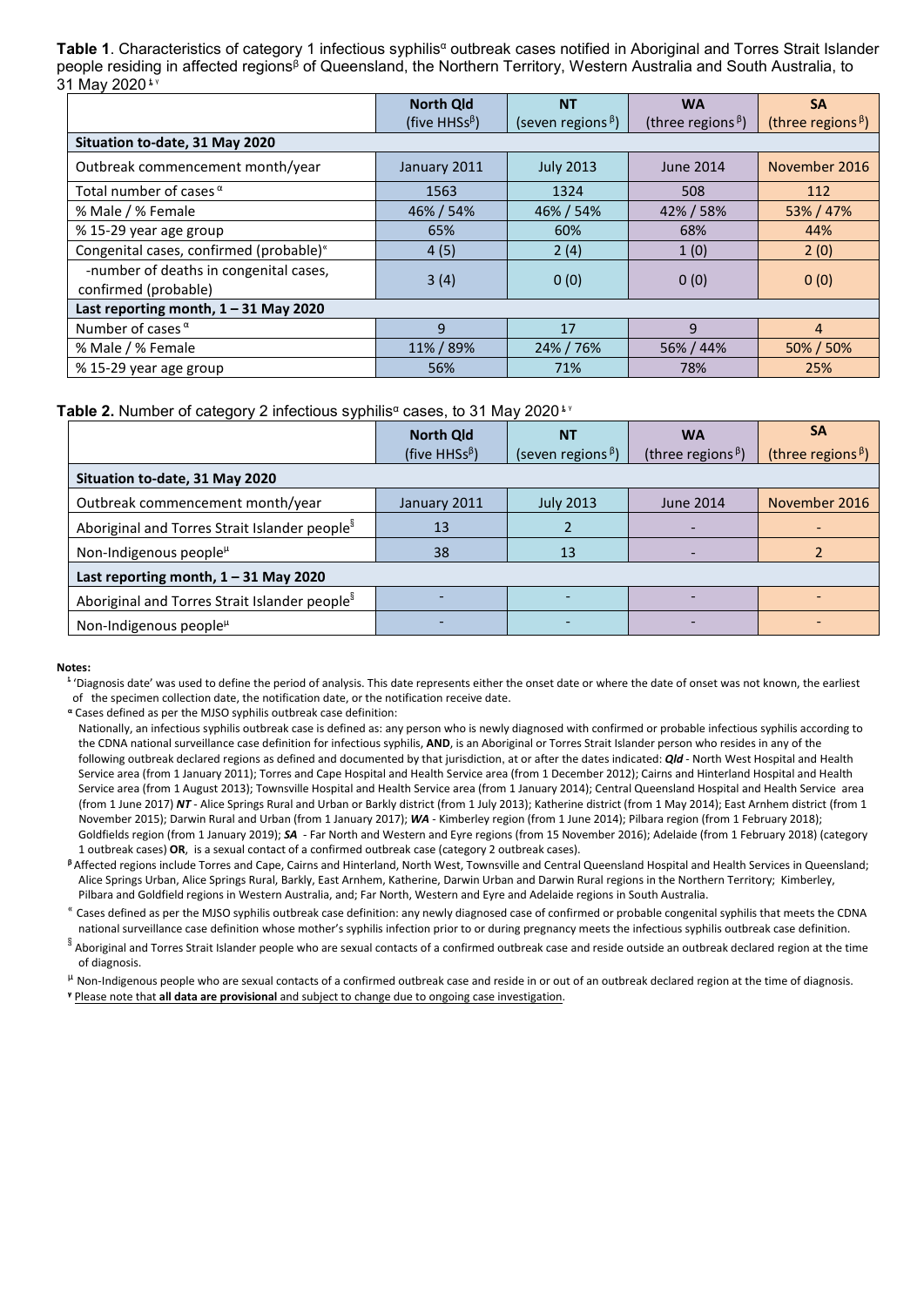**Table 1**. Characteristics of category 1 infectious syphilis[α] outbreak cases notified in Aboriginal and Torres Strait Islander people residing in affected regions[β] of Queensland, the Northern Territory, Western Australia and South Australia, to 31 May 2020[Ł ɣ]

| | **North Qld** (five HHSs[β]) | **NT** (seven regions[β]) | **WA** (three regions[β]) | **SA** (three regions[β]) |
|---|---|---|---|---|
| **Situation to-date, 31 May 2020** | | | | |
| Outbreak commencement month/year | January 2011 | July 2013 | June 2014 | November 2016 |
| Total number of cases[α] | 1563 | 1324 | 508 | 112 |
| % Male / % Female | 46% / 54% | 46% / 54% | 42% / 58% | 53% / 47% |
| % 15-29 year age group | 65% | 60% | 68% | 44% |
| Congenital cases, confirmed (probable)[«] | 4 (5) | 2 (4) | 1 (0) | 2 (0) |
| -number of deaths in congenital cases, confirmed (probable) | 3 (4) | 0 (0) | 0 (0) | 0 (0) |
| **Last reporting month, 1 – 31 May 2020** | | | | |
| Number of cases[α] | 9 | 17 | 9 | 4 |
| % Male / % Female | 11% / 89% | 24% / 76% | 56% / 44% | 50% / 50% |
| % 15-29 year age group | 56% | 71% | 78% | 25% |

**Table 2.** Number of category 2 infectious syphilis[α] cases, to 31 May 2020[Ł ɣ]

| | **North Qld** (five HHSs[β]) | **NT** (seven regions[β]) | **WA** (three regions[β]) | **SA** (three regions[β]) |
|---|---|---|---|---|
| **Situation to-date, 31 May 2020** | | | | |
| Outbreak commencement month/year | January 2011 | July 2013 | June 2014 | November 2016 |
| Aboriginal and Torres Strait Islander people[§] | 13 | 2 | - | - |
| Non-Indigenous people[µ] | 38 | 13 | - | 2 |
| **Last reporting month, 1 – 31 May 2020** | | | | |
| Aboriginal and Torres Strait Islander people[§] | - | - | - | - |
| Non-Indigenous people[µ] | - | - | - | - |

**Notes:**

[Ł] 'Diagnosis date' was used to define the period of analysis. This date represents either the onset date or where the date of onset was not known, the earliest of the specimen collection date, the notification date, or the notification receive date.

[α] Cases defined as per the MJSO syphilis outbreak case definition:
Nationally, an infectious syphilis outbreak case is defined as: any person who is newly diagnosed with confirmed or probable infectious syphilis according to the CDNA national surveillance case definition for infectious syphilis, **AND**, is an Aboriginal or Torres Strait Islander person who resides in any of the following outbreak declared regions as defined and documented by that jurisdiction, at or after the dates indicated: ***Qld*** - North West Hospital and Health Service area (from 1 January 2011); Torres and Cape Hospital and Health Service area (from 1 December 2012); Cairns and Hinterland Hospital and Health Service area (from 1 August 2013); Townsville Hospital and Health Service area (from 1 January 2014); Central Queensland Hospital and Health Service area (from 1 June 2017) ***NT*** - Alice Springs Rural and Urban or Barkly district (from 1 July 2013); Katherine district (from 1 May 2014); East Arnhem district (from 1 November 2015); Darwin Rural and Urban (from 1 January 2017); ***WA*** - Kimberley region (from 1 June 2014); Pilbara region (from 1 February 2018); Goldfields region (from 1 January 2019); ***SA*** - Far North and Western and Eyre regions (from 15 November 2016); Adelaide (from 1 February 2018) (category 1 outbreak cases) **OR**, is a sexual contact of a confirmed outbreak case (category 2 outbreak cases).

[β] Affected regions include Torres and Cape, Cairns and Hinterland, North West, Townsville and Central Queensland Hospital and Health Services in Queensland; Alice Springs Urban, Alice Springs Rural, Barkly, East Arnhem, Katherine, Darwin Urban and Darwin Rural regions in the Northern Territory; Kimberley, Pilbara and Goldfield regions in Western Australia, and; Far North, Western and Eyre and Adelaide regions in South Australia.

[«] Cases defined as per the MJSO syphilis outbreak case definition: any newly diagnosed case of confirmed or probable congenital syphilis that meets the CDNA national surveillance case definition whose mother's syphilis infection prior to or during pregnancy meets the infectious syphilis outbreak case definition.

[§] Aboriginal and Torres Strait Islander people who are sexual contacts of a confirmed outbreak case and reside outside an outbreak declared region at the time of diagnosis.

[µ] Non-Indigenous people who are sexual contacts of a confirmed outbreak case and reside in or out of an outbreak declared region at the time of diagnosis.

[ɣ] Please note that **all data are provisional** and subject to change due to ongoing case investigation.